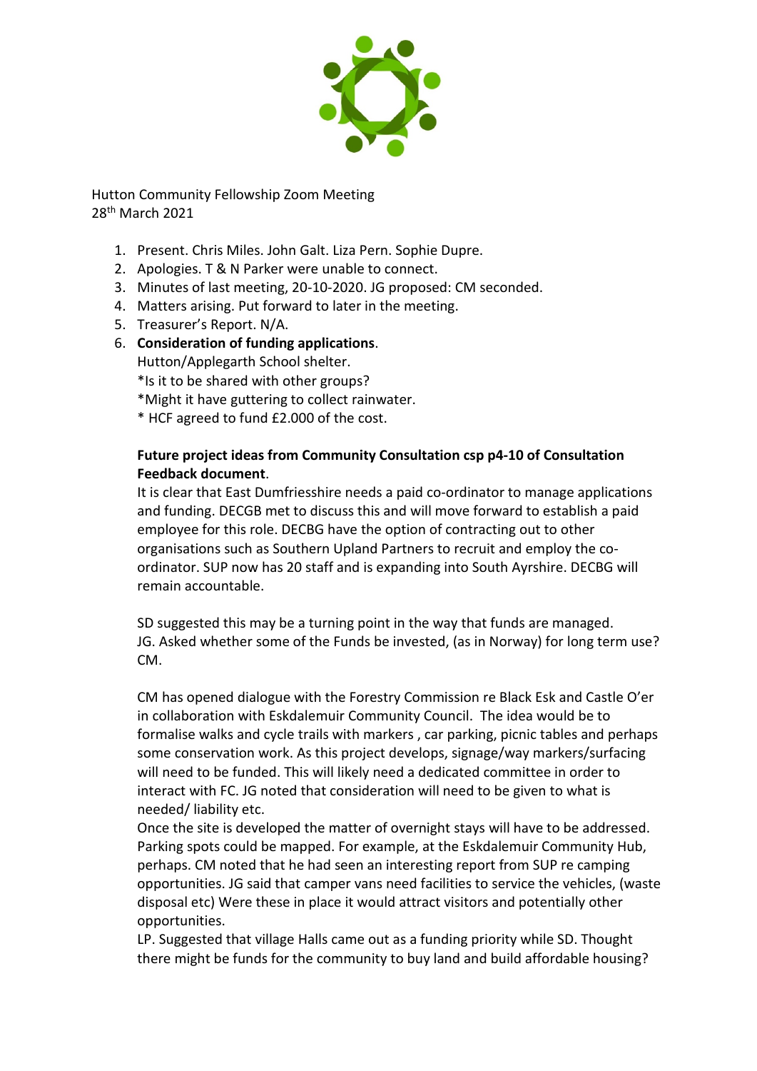Hutton Community Fellowship Zoom Meeting
28th March 2021

1. Present. Chris Miles. John Galt. Liza Pern. Sophie Dupre.
2. Apologies. T & N Parker were unable to connect.
3. Minutes of last meeting, 20-10-2020. JG proposed: CM seconded.
4. Matters arising. Put forward to later in the meeting.
5. Treasurer's Report. N/A.
6. **Consideration of funding applications**.
   Hutton/Applegarth School shelter.
   *Is it to be shared with other groups?
   *Might it have guttering to collect rainwater.
   * HCF agreed to fund £2.000 of the cost.

   **Future project ideas from Community Consultation csp p4-10 of Consultation Feedback document**.
   It is clear that East Dumfriesshire needs a paid co-ordinator to manage applications and funding. DECGB met to discuss this and will move forward to establish a paid employee for this role. DECBG have the option of contracting out to other organisations such as Southern Upland Partners to recruit and employ the co-ordinator. SUP now has 20 staff and is expanding into South Ayrshire. DECBG will remain accountable.

   SD suggested this may be a turning point in the way that funds are managed.
   JG. Asked whether some of the Funds be invested, (as in Norway) for long term use? CM.

   CM has opened dialogue with the Forestry Commission re Black Esk and Castle O'er in collaboration with Eskdalemuir Community Council. The idea would be to formalise walks and cycle trails with markers , car parking, picnic tables and perhaps some conservation work. As this project develops, signage/way markers/surfacing will need to be funded. This will likely need a dedicated committee in order to interact with FC. JG noted that consideration will need to be given to what is needed/ liability etc.
   Once the site is developed the matter of overnight stays will have to be addressed. Parking spots could be mapped. For example, at the Eskdalemuir Community Hub, perhaps. CM noted that he had seen an interesting report from SUP re camping opportunities. JG said that camper vans need facilities to service the vehicles, (waste disposal etc) Were these in place it would attract visitors and potentially other opportunities.
   LP. Suggested that village Halls came out as a funding priority while SD. Thought there might be funds for the community to buy land and build affordable housing?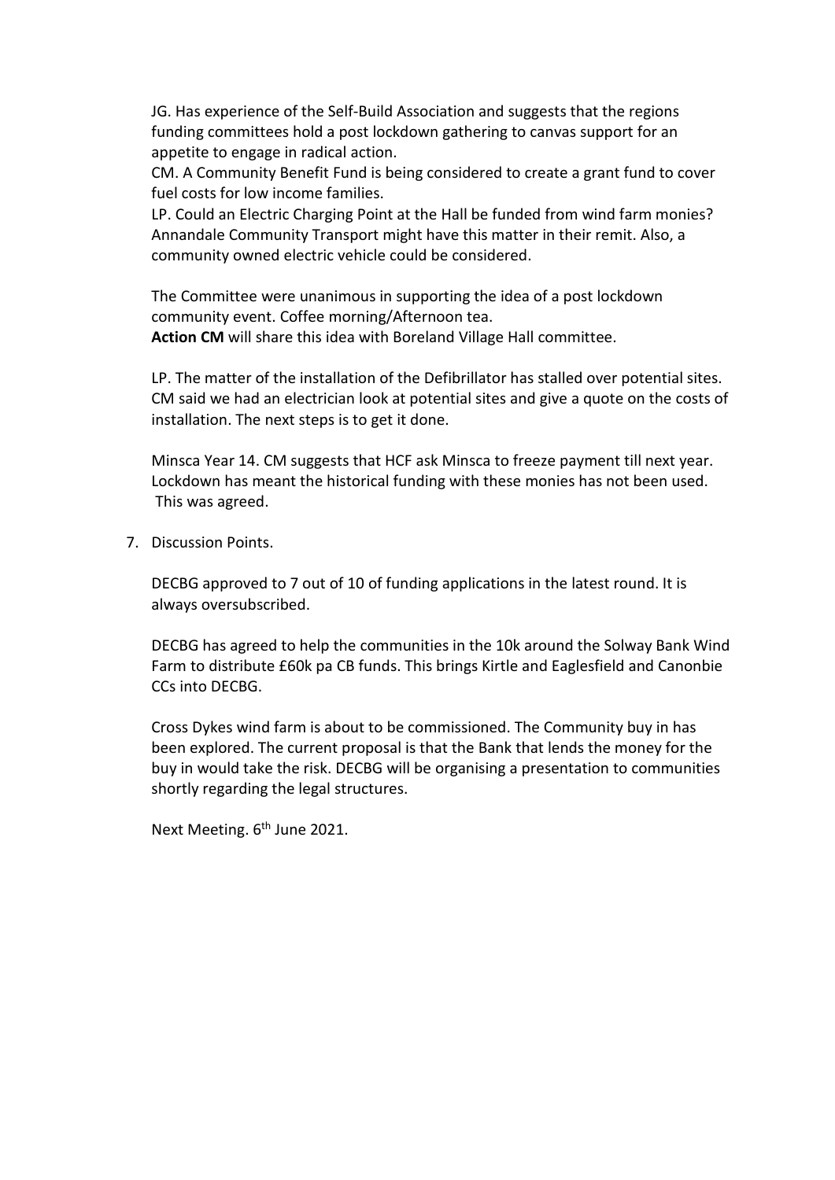JG. Has experience of the Self-Build Association and suggests that the regions funding committees hold a post lockdown gathering to canvas support for an appetite to engage in radical action.
CM. A Community Benefit Fund is being considered to create a grant fund to cover fuel costs for low income families.
LP. Could an Electric Charging Point at the Hall be funded from wind farm monies? Annandale Community Transport might have this matter in their remit. Also, a community owned electric vehicle could be considered.

The Committee were unanimous in supporting the idea of a post lockdown community event. Coffee morning/Afternoon tea.
**Action CM** will share this idea with Boreland Village Hall committee.

LP. The matter of the installation of the Defibrillator has stalled over potential sites. CM said we had an electrician look at potential sites and give a quote on the costs of installation. The next steps is to get it done.

Minsca Year 14. CM suggests that HCF ask Minsca to freeze payment till next year. Lockdown has meant the historical funding with these monies has not been used. This was agreed.

7. Discussion Points.

DECBG approved to 7 out of 10 of funding applications in the latest round. It is always oversubscribed.

DECBG has agreed to help the communities in the 10k around the Solway Bank Wind Farm to distribute £60k pa CB funds. This brings Kirtle and Eaglesfield and Canonbie CCs into DECBG.

Cross Dykes wind farm is about to be commissioned. The Community buy in has been explored. The current proposal is that the Bank that lends the money for the buy in would take the risk. DECBG will be organising a presentation to communities shortly regarding the legal structures.

Next Meeting. 6th June 2021.